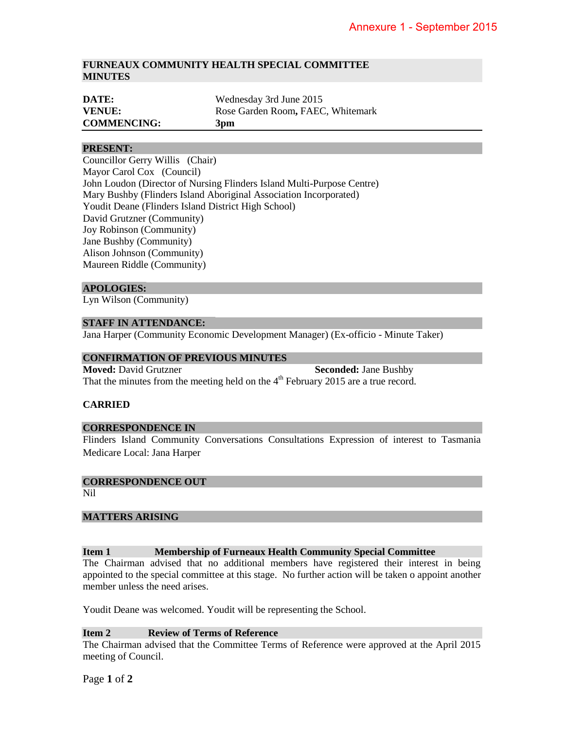Annexure 1 - September 2015

## FURNEAUX COMMUNITY HEALTH SPECIAL COMMITTEE MINUTES

| | |
|---|---|
| **DATE:** | Wednesday 3rd June 2015 |
| **VENUE:** | Rose Garden Room**,** FAEC, Whitemark |
| **COMMENCING:** | **3pm** |

### PRESENT:

Councillor Gerry Willis (Chair)
Mayor Carol Cox (Council)
John Loudon (Director of Nursing Flinders Island Multi-Purpose Centre)
Mary Bushby (Flinders Island Aboriginal Association Incorporated)
Youdit Deane (Flinders Island District High School)
David Grutzner (Community)
Joy Robinson (Community)
Jane Bushby (Community)
Alison Johnson (Community)
Maureen Riddle (Community)

### APOLOGIES:

Lyn Wilson (Community)

### STAFF IN ATTENDANCE:

Jana Harper (Community Economic Development Manager) (Ex-officio - Minute Taker)

### CONFIRMATION OF PREVIOUS MINUTES

**Moved:** David Grutzner **Seconded:** Jane Bushby

That the minutes from the meeting held on the 4th February 2015 are a true record.

**CARRIED**

### CORRESPONDENCE IN

Flinders Island Community Conversations Consultations Expression of interest to Tasmania Medicare Local: Jana Harper

### CORRESPONDENCE OUT

Nil

### MATTERS ARISING

#### Item 1 Membership of Furneaux Health Community Special Committee

The Chairman advised that no additional members have registered their interest in being appointed to the special committee at this stage. No further action will be taken o appoint another member unless the need arises.

Youdit Deane was welcomed. Youdit will be representing the School.

#### Item 2 Review of Terms of Reference

The Chairman advised that the Committee Terms of Reference were approved at the April 2015 meeting of Council.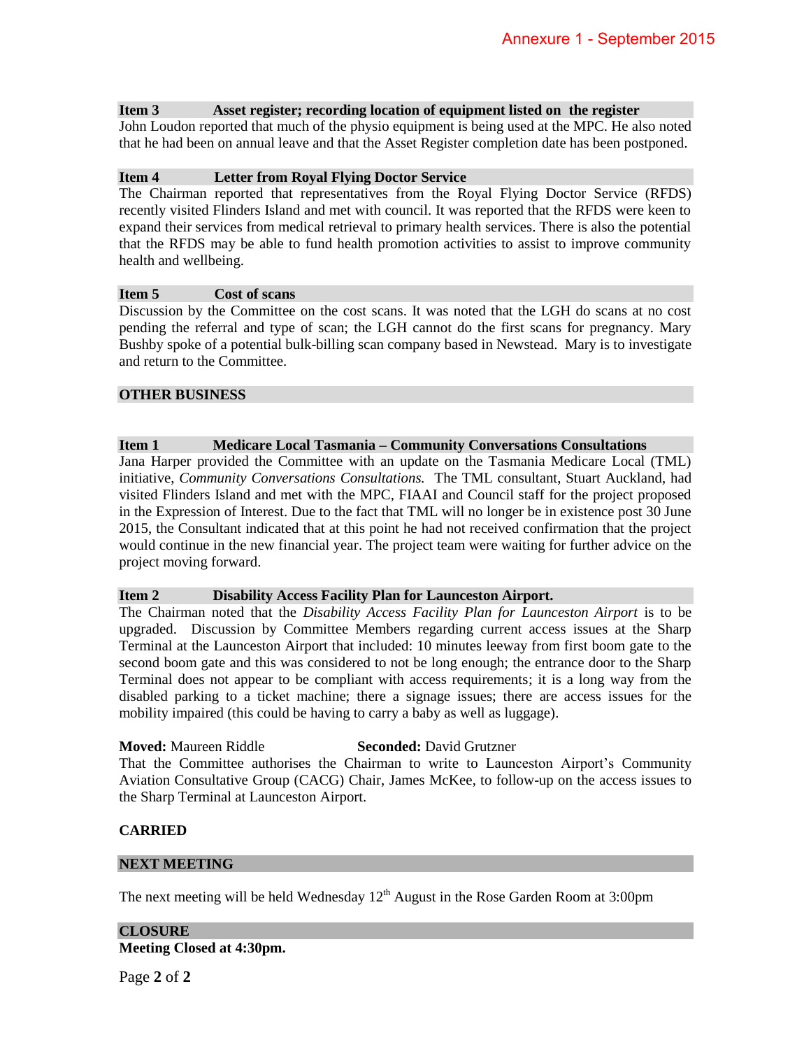Annexure 1 - September 2015

**Item 3 Asset register; recording location of equipment listed on the register**

John Loudon reported that much of the physio equipment is being used at the MPC. He also noted that he had been on annual leave and that the Asset Register completion date has been postponed.

**Item 4 Letter from Royal Flying Doctor Service**

The Chairman reported that representatives from the Royal Flying Doctor Service (RFDS) recently visited Flinders Island and met with council. It was reported that the RFDS were keen to expand their services from medical retrieval to primary health services. There is also the potential that the RFDS may be able to fund health promotion activities to assist to improve community health and wellbeing.

**Item 5 Cost of scans**

Discussion by the Committee on the cost scans. It was noted that the LGH do scans at no cost pending the referral and type of scan; the LGH cannot do the first scans for pregnancy. Mary Bushby spoke of a potential bulk-billing scan company based in Newstead. Mary is to investigate and return to the Committee.

## OTHER BUSINESS

**Item 1 Medicare Local Tasmania – Community Conversations Consultations**

Jana Harper provided the Committee with an update on the Tasmania Medicare Local (TML) initiative, *Community Conversations Consultations.* The TML consultant, Stuart Auckland, had visited Flinders Island and met with the MPC, FIAAI and Council staff for the project proposed in the Expression of Interest. Due to the fact that TML will no longer be in existence post 30 June 2015, the Consultant indicated that at this point he had not received confirmation that the project would continue in the new financial year. The project team were waiting for further advice on the project moving forward.

**Item 2 Disability Access Facility Plan for Launceston Airport.**

The Chairman noted that the *Disability Access Facility Plan for Launceston Airport* is to be upgraded. Discussion by Committee Members regarding current access issues at the Sharp Terminal at the Launceston Airport that included: 10 minutes leeway from first boom gate to the second boom gate and this was considered to not be long enough; the entrance door to the Sharp Terminal does not appear to be compliant with access requirements; it is a long way from the disabled parking to a ticket machine; there a signage issues; there are access issues for the mobility impaired (this could be having to carry a baby as well as luggage).

**Moved:** Maureen Riddle **Seconded:** David Grutzner

That the Committee authorises the Chairman to write to Launceston Airport's Community Aviation Consultative Group (CACG) Chair, James McKee, to follow-up on the access issues to the Sharp Terminal at Launceston Airport.

**CARRIED**

## NEXT MEETING

The next meeting will be held Wednesday 12th August in the Rose Garden Room at 3:00pm

## CLOSURE

**Meeting Closed at 4:30pm.**